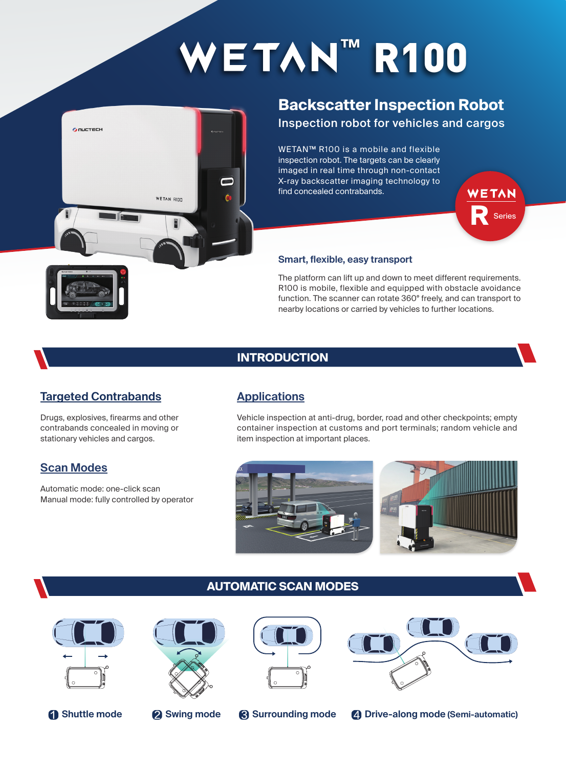# WETAN™ R100

## Backscatter Inspection Robot

Inspection robot for vehicles and cargos

WETAN™ R100 is a mobile and flexible inspection robot. The targets can be clearly imaged in real time through non-contact X-ray backscatter imaging technology to find concealed contrabands.

WETAN R Series

### Smart, flexible, easy transport

The platform can lift up and down to meet different requirements. R100 is mobile, flexible and equipped with obstacle avoidance function. The scanner can rotate 360° freely, and can transport to nearby locations or carried by vehicles to further locations.

## INTRODUCTION

### Targeted Contrabands

Drugs, explosives, firearms and other contrabands concealed in moving or stationary vehicles and cargos.

### Scan Modes

Automatic mode: one-click scan
Manual mode: fully controlled by operator

### Applications

Vehicle inspection at anti-drug, border, road and other checkpoints; empty container inspection at customs and port terminals; random vehicle and item inspection at important places.

## AUTOMATIC SCAN MODES

1. Shuttle mode
2. Swing mode
3. Surrounding mode
4. Drive-along mode (Semi-automatic)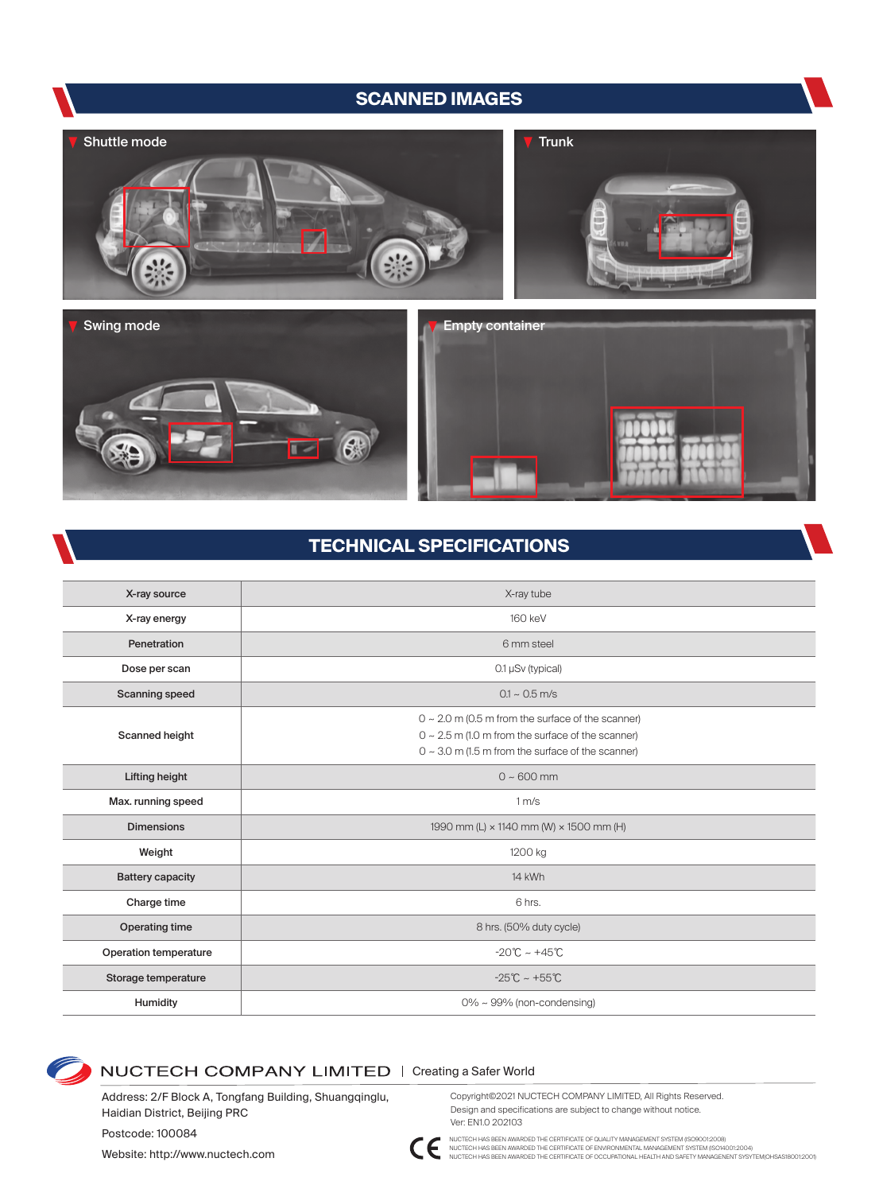## SCANNED IMAGES

Shuttle mode

Trunk

Swing mode

Empty container

## TECHNICAL SPECIFICATIONS

| | |
|---|---|
| X-ray source | X-ray tube |
| X-ray energy | 160 keV |
| Penetration | 6 mm steel |
| Dose per scan | 0.1 μSv (typical) |
| Scanning speed | 0.1 ~ 0.5 m/s |
| Scanned height | 0 ~ 2.0 m (0.5 m from the surface of the scanner)<br>0 ~ 2.5 m (1.0 m from the surface of the scanner)<br>0 ~ 3.0 m (1.5 m from the surface of the scanner) |
| Lifting height | 0 ~ 600 mm |
| Max. running speed | 1 m/s |
| Dimensions | 1990 mm (L) × 1140 mm (W) × 1500 mm (H) |
| Weight | 1200 kg |
| Battery capacity | 14 kWh |
| Charge time | 6 hrs. |
| Operating time | 8 hrs. (50% duty cycle) |
| Operation temperature | -20℃ ~ +45℃ |
| Storage temperature | -25℃ ~ +55℃ |
| Humidity | 0% ~ 99% (non-condensing) |

**NUCTECH COMPANY LIMITED** | Creating a Safer World

Address: 2/F Block A, Tongfang Building, Shuangqinglu, Haidian District, Beijing PRC

Postcode: 100084

Website: http://www.nuctech.com

Copyright©2021 NUCTECH COMPANY LIMITED, All Rights Reserved.
Design and specifications are subject to change without notice.
Ver: EN1.0 202103

NUCTECH HAS BEEN AWARDED THE CERTIFICATE OF QUALITY MANAGEMENT SYSTEM (ISO9001:2008)
NUCTECH HAS BEEN AWARDED THE CERTIFICATE OF ENVIRONMENTAL MANAGEMENT SYSTEM (ISO14001:2004)
NUCTECH HAS BEEN AWARDED THE CERTIFICATE OF OCCUPATIONAL HEALTH AND SAFETY MANAGEMENT SYSYTEM(OHSAS18001:2001)